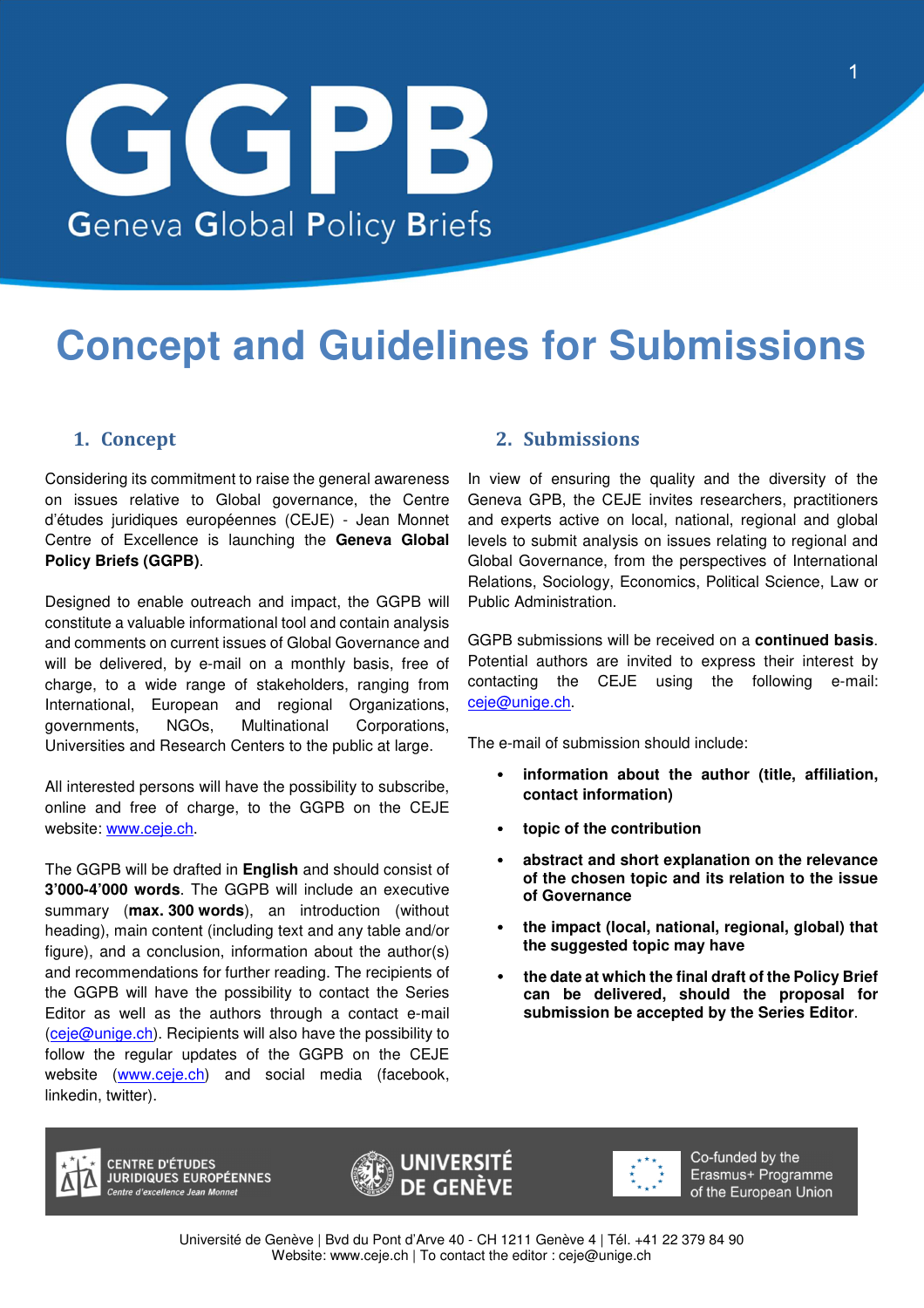# GGPB

Geneva Global Policy Briefs

# Concept and Guidelines for Submissions

## 1. Concept

Considering its commitment to raise the general awareness on issues relative to Global governance, the Centre d'études juridiques européennes (CEJE) - Jean Monnet Centre of Excellence is launching the **Geneva Global Policy Briefs (GGPB)**.

Designed to enable outreach and impact, the GGPB will constitute a valuable informational tool and contain analysis and comments on current issues of Global Governance and will be delivered, by e-mail on a monthly basis, free of charge, to a wide range of stakeholders, ranging from International, European and regional Organizations, governments, NGOs, Multinational Corporations, Universities and Research Centers to the public at large.

All interested persons will have the possibility to subscribe, online and free of charge, to the GGPB on the CEJE website: www.ceje.ch.

The GGPB will be drafted in **English** and should consist of **3'000-4'000 words**. The GGPB will include an executive summary (**max. 300 words**), an introduction (without heading), main content (including text and any table and/or figure), and a conclusion, information about the author(s) and recommendations for further reading. The recipients of the GGPB will have the possibility to contact the Series Editor as well as the authors through a contact e-mail (ceje@unige.ch). Recipients will also have the possibility to follow the regular updates of the GGPB on the CEJE website (www.ceje.ch) and social media (facebook, linkedin, twitter).

## 2. Submissions

In view of ensuring the quality and the diversity of the Geneva GPB, the CEJE invites researchers, practitioners and experts active on local, national, regional and global levels to submit analysis on issues relating to regional and Global Governance, from the perspectives of International Relations, Sociology, Economics, Political Science, Law or Public Administration.

GGPB submissions will be received on a **continued basis**. Potential authors are invited to express their interest by contacting the CEJE using the following e-mail: ceje@unige.ch.

The e-mail of submission should include:

- **information about the author (title, affiliation, contact information)**
- **topic of the contribution**
- **abstract and short explanation on the relevance of the chosen topic and its relation to the issue of Governance**
- **the impact (local, national, regional, global) that the suggested topic may have**
- **the date at which the final draft of the Policy Brief can be delivered, should the proposal for submission be accepted by the Series Editor**.

CENTRE D'ÉTUDES JURIDIQUES EUROPÉENNES
*Centre d'excellence Jean Monnet*

UNIVERSITÉ DE GENÈVE

Co-funded by the Erasmus+ Programme of the European Union

Université de Genève | Bvd du Pont d'Arve 40 - CH 1211 Genève 4 | Tél. +41 22 379 84 90
Website: www.ceje.ch | To contact the editor : ceje@unige.ch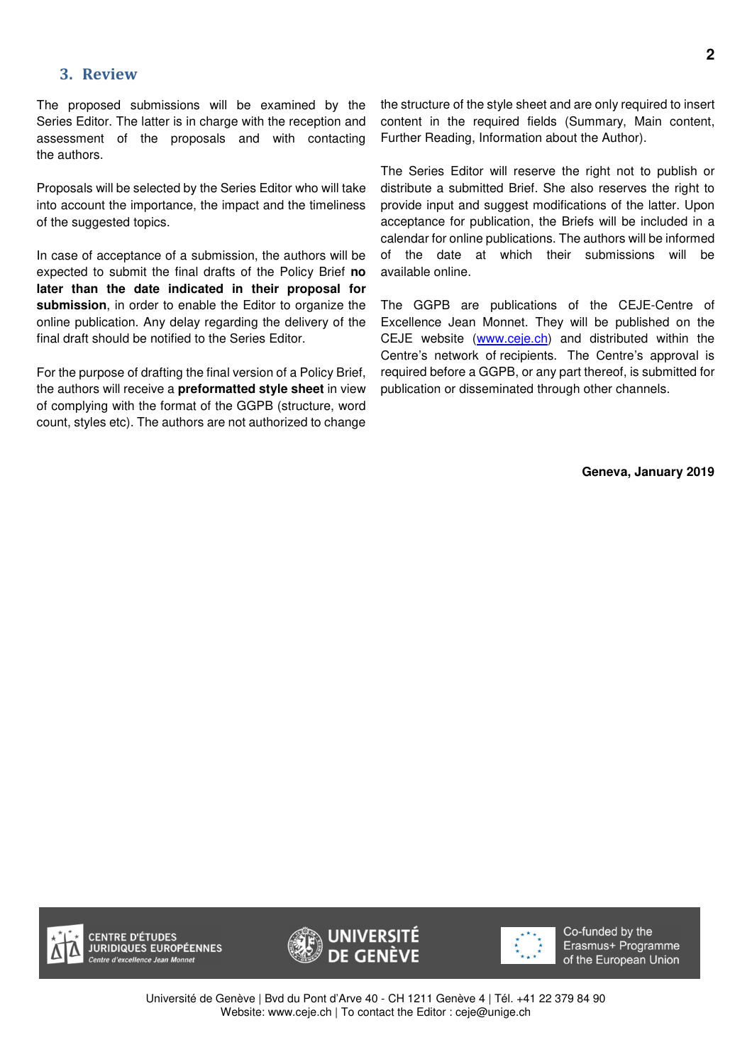## 3. Review

The proposed submissions will be examined by the Series Editor. The latter is in charge with the reception and assessment of the proposals and with contacting the authors.

Proposals will be selected by the Series Editor who will take into account the importance, the impact and the timeliness of the suggested topics.

In case of acceptance of a submission, the authors will be expected to submit the final drafts of the Policy Brief **no later than the date indicated in their proposal for submission**, in order to enable the Editor to organize the online publication. Any delay regarding the delivery of the final draft should be notified to the Series Editor.

For the purpose of drafting the final version of a Policy Brief, the authors will receive a **preformatted style sheet** in view of complying with the format of the GGPB (structure, word count, styles etc). The authors are not authorized to change the structure of the style sheet and are only required to insert content in the required fields (Summary, Main content, Further Reading, Information about the Author).

The Series Editor will reserve the right not to publish or distribute a submitted Brief. She also reserves the right to provide input and suggest modifications of the latter. Upon acceptance for publication, the Briefs will be included in a calendar for online publications. The authors will be informed of the date at which their submissions will be available online.

The GGPB are publications of the CEJE-Centre of Excellence Jean Monnet. They will be published on the CEJE website (www.ceje.ch) and distributed within the Centre's network of recipients. The Centre's approval is required before a GGPB, or any part thereof, is submitted for publication or disseminated through other channels.

**Geneva, January 2019**

CENTRE D'ÉTUDES JURIDIQUES EUROPÉENNES
*Centre d'excellence Jean Monnet*

UNIVERSITÉ DE GENÈVE

Co-funded by the Erasmus+ Programme of the European Union

Université de Genève | Bvd du Pont d'Arve 40 - CH 1211 Genève 4 | Tél. +41 22 379 84 90
Website: www.ceje.ch | To contact the Editor : ceje@unige.ch